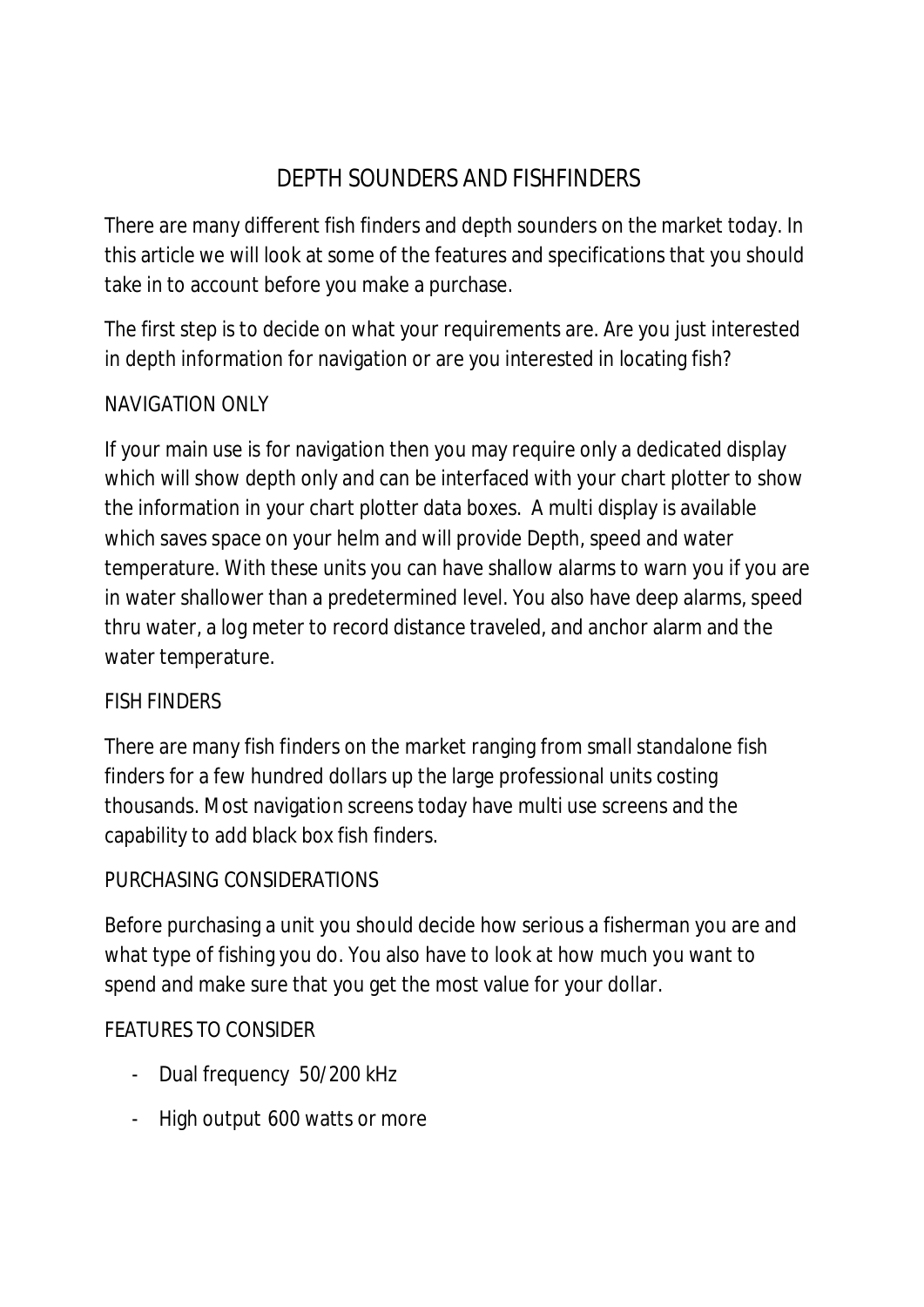# DEPTH SOUNDERS AND FISHFINDERS

There are many different fish finders and depth sounders on the market today. In this article we will look at some of the features and specifications that you should take in to account before you make a purchase.

The first step is to decide on what your requirements are. Are you just interested in depth information for navigation or are you interested in locating fish?

## NAVIGATION ONLY

If your main use is for navigation then you may require only a dedicated display which will show depth only and can be interfaced with your chart plotter to show the information in your chart plotter data boxes. A multi display is available which saves space on your helm and will provide Depth, speed and water temperature. With these units you can have shallow alarms to warn you if you are in water shallower than a predetermined level. You also have deep alarms, speed thru water, a log meter to record distance traveled, and anchor alarm and the water temperature.

## FISH FINDERS

There are many fish finders on the market ranging from small standalone fish finders for a few hundred dollars up the large professional units costing thousands. Most navigation screens today have multi use screens and the capability to add black box fish finders.

## PURCHASING CONSIDERATIONS

Before purchasing a unit you should decide how serious a fisherman you are and what type of fishing you do. You also have to look at how much you want to spend and make sure that you get the most value for your dollar.

## FEATURES TO CONSIDER

- Dual frequency 50/200 kHz
- High output 600 watts or more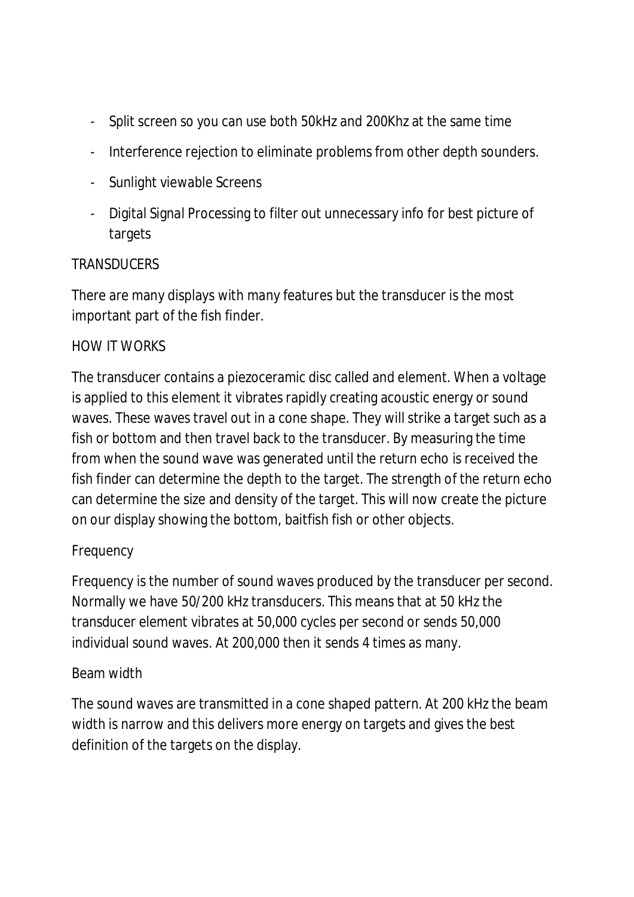- Split screen so you can use both 50kHz and 200Khz at the same time
- Interference rejection to eliminate problems from other depth sounders.
- Sunlight viewable Screens
- Digital Signal Processing to filter out unnecessary info for best picture of targets

## TRANSDUCERS

There are many displays with many features but the transducer is the most important part of the fish finder.

### HOW IT WORKS

The transducer contains a piezoceramic disc called and element. When a voltage is applied to this element it vibrates rapidly creating acoustic energy or sound waves. These waves travel out in a cone shape. They will strike a target such as a fish or bottom and then travel back to the transducer. By measuring the time from when the sound wave was generated until the return echo is received the fish finder can determine the depth to the target. The strength of the return echo can determine the size and density of the target. This will now create the picture on our display showing the bottom, baitfish fish or other objects.

### Frequency

Frequency is the number of sound waves produced by the transducer per second. Normally we have 50/200 kHz transducers. This means that at 50 kHz the transducer element vibrates at 50,000 cycles per second or sends 50,000 individual sound waves. At 200,000 then it sends 4 times as many.

### Beam width

The sound waves are transmitted in a cone shaped pattern. At 200 kHz the beam width is narrow and this delivers more energy on targets and gives the best definition of the targets on the display.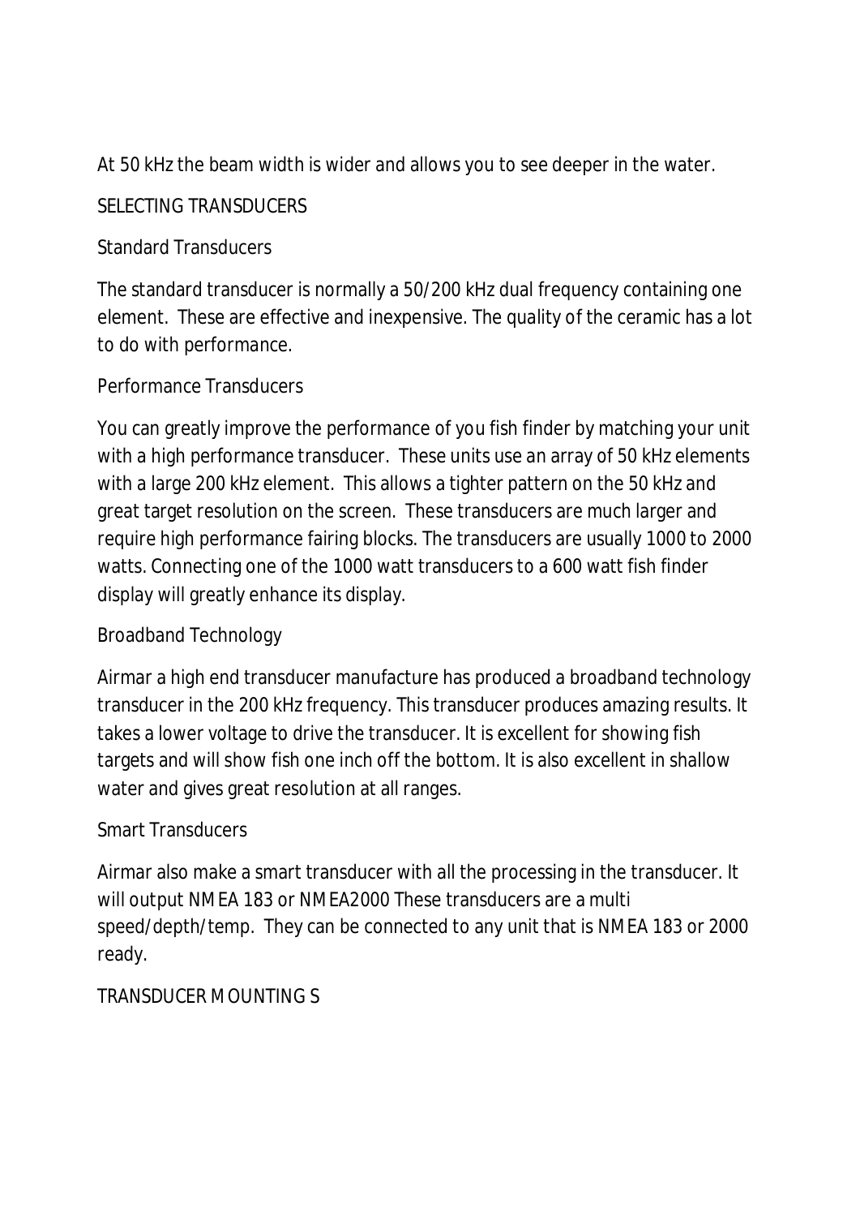At 50 kHz the beam width is wider and allows you to see deeper in the water.

## SELECTING TRANSDUCERS

### Standard Transducers

The standard transducer is normally a 50/200 kHz dual frequency containing one element. These are effective and inexpensive. The quality of the ceramic has a lot to do with performance.

### Performance Transducers

You can greatly improve the performance of you fish finder by matching your unit with a high performance transducer. These units use an array of 50 kHz elements with a large 200 kHz element. This allows a tighter pattern on the 50 kHz and great target resolution on the screen. These transducers are much larger and require high performance fairing blocks. The transducers are usually 1000 to 2000 watts. Connecting one of the 1000 watt transducers to a 600 watt fish finder display will greatly enhance its display.

### Broadband Technology

Airmar a high end transducer manufacture has produced a broadband technology transducer in the 200 kHz frequency. This transducer produces amazing results. It takes a lower voltage to drive the transducer. It is excellent for showing fish targets and will show fish one inch off the bottom. It is also excellent in shallow water and gives great resolution at all ranges.

### Smart Transducers

Airmar also make a smart transducer with all the processing in the transducer. It will output NMEA 183 or NMEA2000 These transducers are a multi speed/depth/temp. They can be connected to any unit that is NMEA 183 or 2000 ready.

## TRANSDUCER MOUNTING S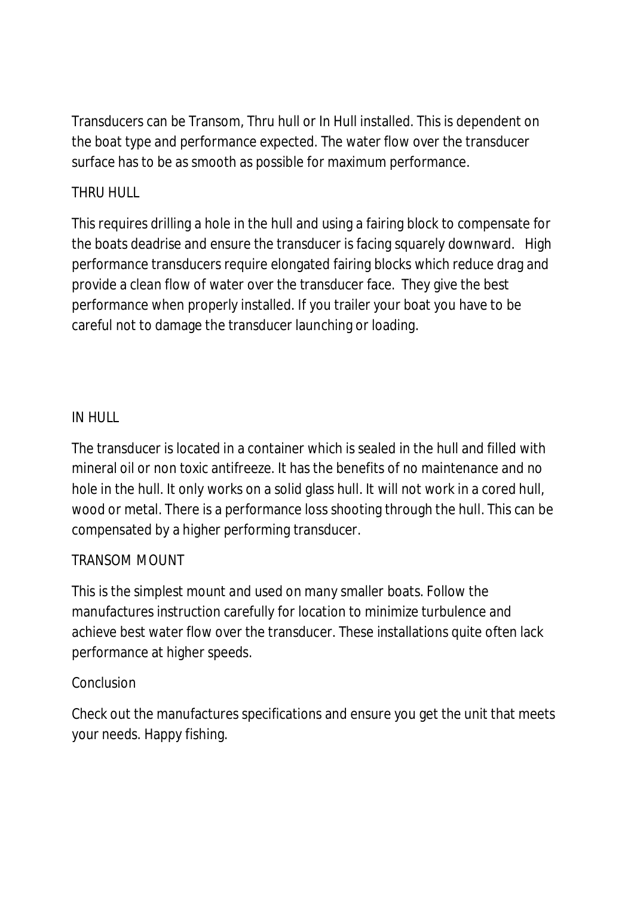Transducers can be Transom, Thru hull or In Hull installed. This is dependent on the boat type and performance expected. The water flow over the transducer surface has to be as smooth as possible for maximum performance.

## THRU HULL

This requires drilling a hole in the hull and using a fairing block to compensate for the boats deadrise and ensure the transducer is facing squarely downward. High performance transducers require elongated fairing blocks which reduce drag and provide a clean flow of water over the transducer face. They give the best performance when properly installed. If you trailer your boat you have to be careful not to damage the transducer launching or loading.

## IN HULL

The transducer is located in a container which is sealed in the hull and filled with mineral oil or non toxic antifreeze. It has the benefits of no maintenance and no hole in the hull. It only works on a solid glass hull. It will not work in a cored hull, wood or metal. There is a performance loss shooting through the hull. This can be compensated by a higher performing transducer.

## TRANSOM MOUNT

This is the simplest mount and used on many smaller boats. Follow the manufactures instruction carefully for location to minimize turbulence and achieve best water flow over the transducer. These installations quite often lack performance at higher speeds.

## Conclusion

Check out the manufactures specifications and ensure you get the unit that meets your needs. Happy fishing.